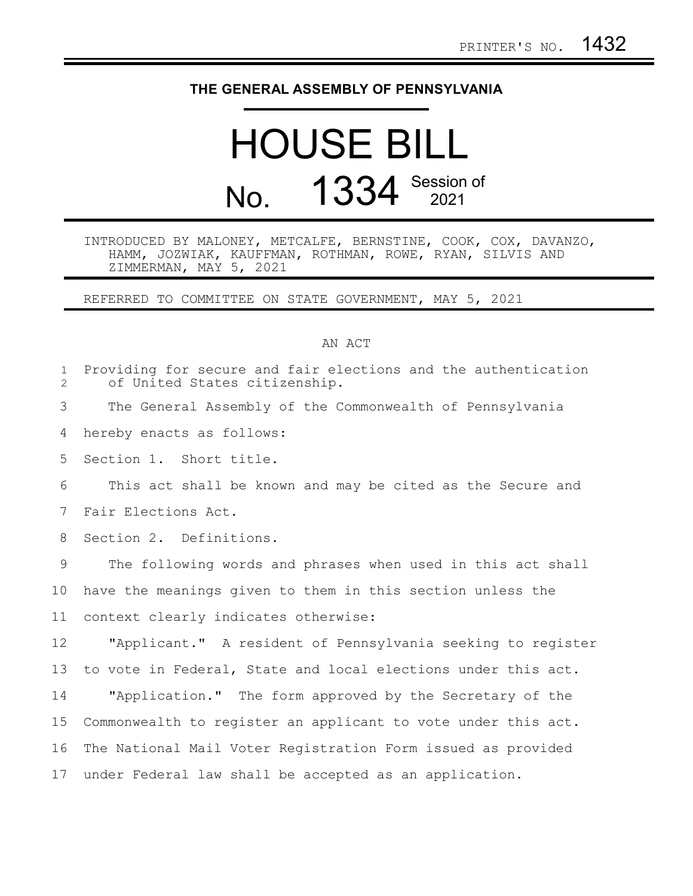PRINTER'S NO. 1432

# THE GENERAL ASSEMBLY OF PENNSYLVANIA

# HOUSE BILL No. 1334 Session of 2021

INTRODUCED BY MALONEY, METCALFE, BERNSTINE, COOK, COX, DAVANZO, HAMM, JOZWIAK, KAUFFMAN, ROTHMAN, ROWE, RYAN, SILVIS AND ZIMMERMAN, MAY 5, 2021

REFERRED TO COMMITTEE ON STATE GOVERNMENT, MAY 5, 2021

## AN ACT

Providing for secure and fair elections and the authentication of United States citizenship.

The General Assembly of the Commonwealth of Pennsylvania hereby enacts as follows:

Section 1. Short title.

This act shall be known and may be cited as the Secure and Fair Elections Act.

Section 2. Definitions.

The following words and phrases when used in this act shall have the meanings given to them in this section unless the context clearly indicates otherwise:

"Applicant." A resident of Pennsylvania seeking to register to vote in Federal, State and local elections under this act.

"Application." The form approved by the Secretary of the Commonwealth to register an applicant to vote under this act. The National Mail Voter Registration Form issued as provided under Federal law shall be accepted as an application.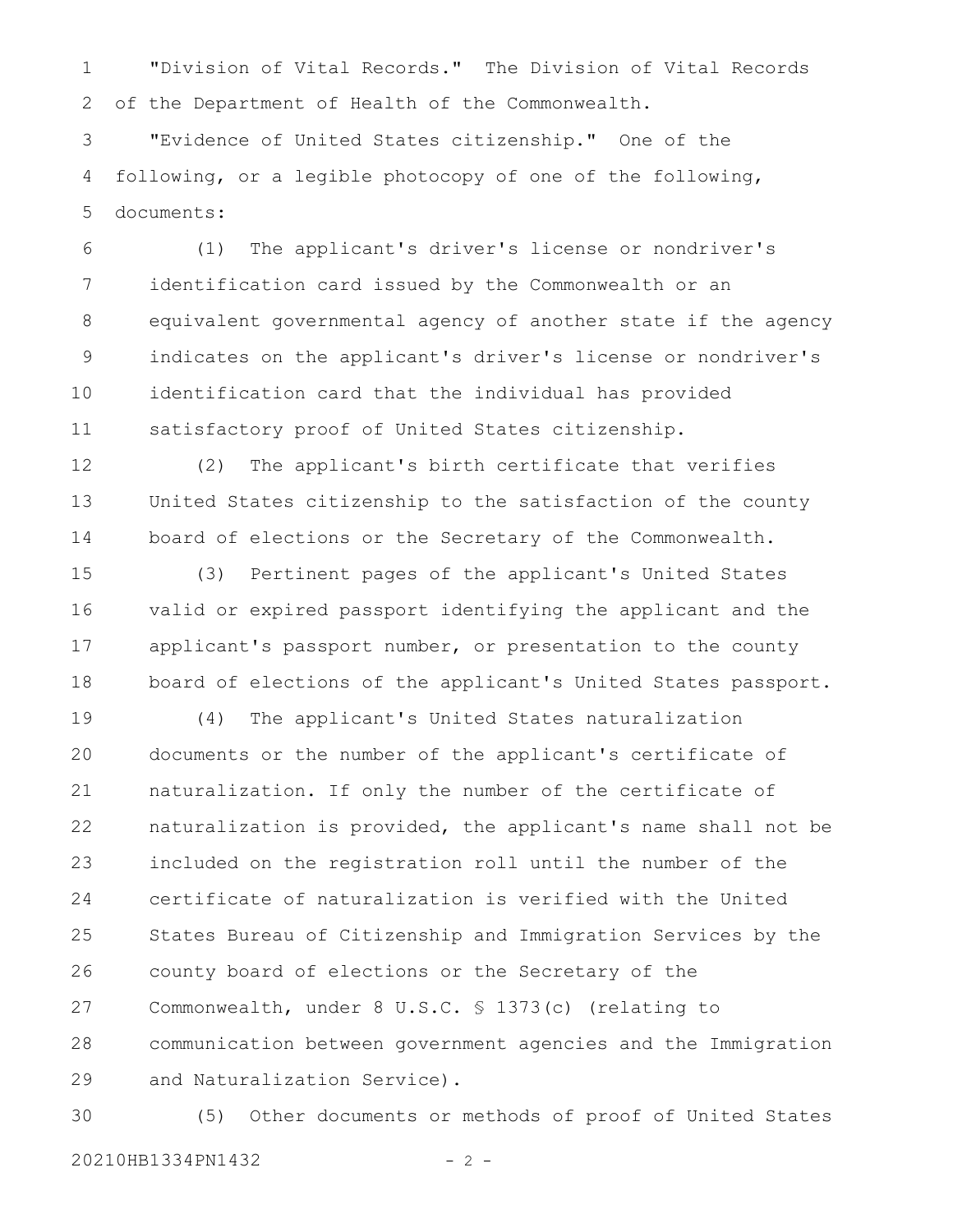"Division of Vital Records." The Division of Vital Records of the Department of Health of the Commonwealth.

"Evidence of United States citizenship." One of the following, or a legible photocopy of one of the following, documents:

(1) The applicant's driver's license or nondriver's identification card issued by the Commonwealth or an equivalent governmental agency of another state if the agency indicates on the applicant's driver's license or nondriver's identification card that the individual has provided satisfactory proof of United States citizenship.

(2) The applicant's birth certificate that verifies United States citizenship to the satisfaction of the county board of elections or the Secretary of the Commonwealth.

(3) Pertinent pages of the applicant's United States valid or expired passport identifying the applicant and the applicant's passport number, or presentation to the county board of elections of the applicant's United States passport.

(4) The applicant's United States naturalization documents or the number of the applicant's certificate of naturalization. If only the number of the certificate of naturalization is provided, the applicant's name shall not be included on the registration roll until the number of the certificate of naturalization is verified with the United States Bureau of Citizenship and Immigration Services by the county board of elections or the Secretary of the Commonwealth, under 8 U.S.C. § 1373(c) (relating to communication between government agencies and the Immigration and Naturalization Service).

(5) Other documents or methods of proof of United States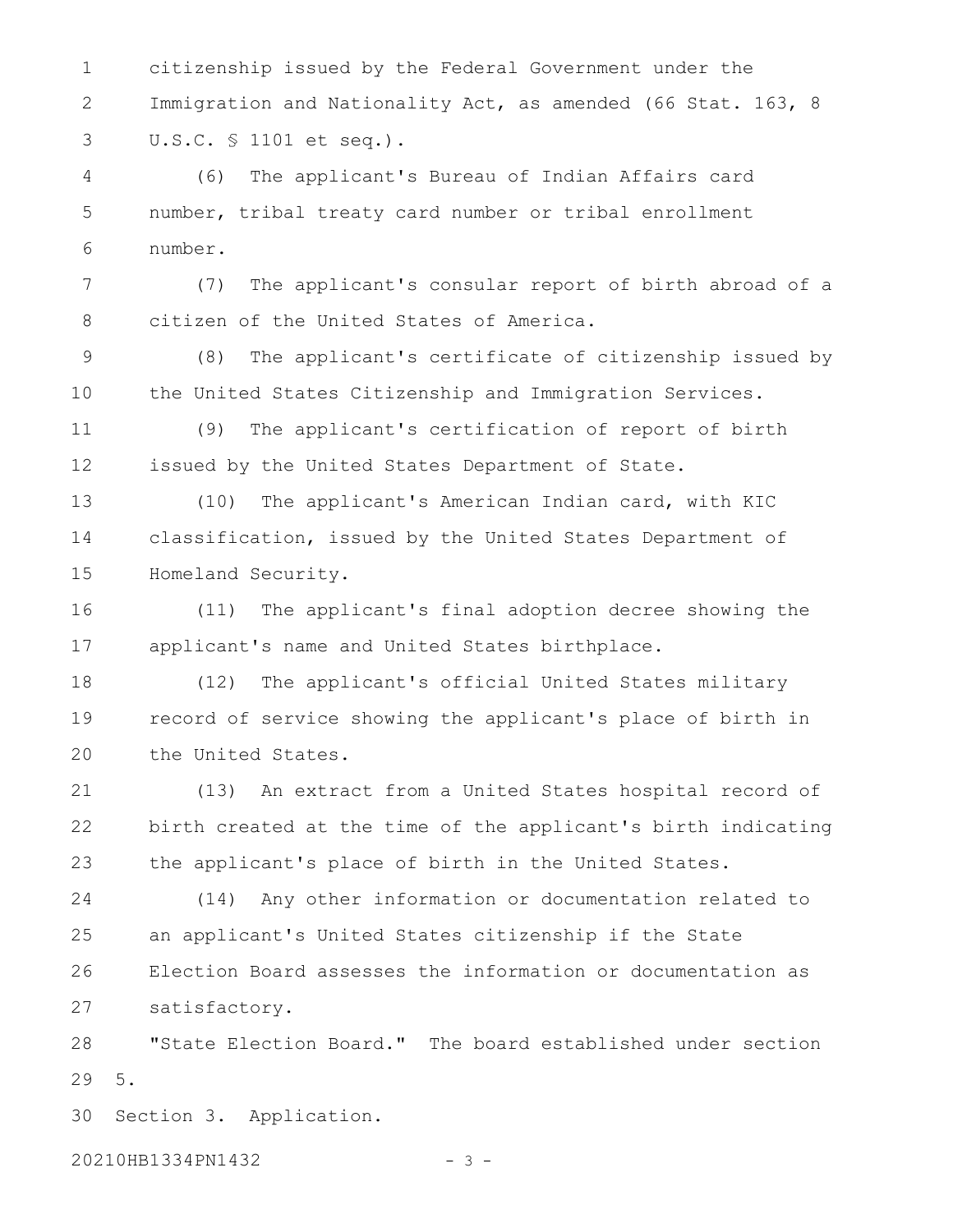citizenship issued by the Federal Government under the Immigration and Nationality Act, as amended (66 Stat. 163, 8 U.S.C. § 1101 et seq.).

(6) The applicant's Bureau of Indian Affairs card number, tribal treaty card number or tribal enrollment number.

(7) The applicant's consular report of birth abroad of a citizen of the United States of America.

(8) The applicant's certificate of citizenship issued by the United States Citizenship and Immigration Services.

(9) The applicant's certification of report of birth issued by the United States Department of State.

(10) The applicant's American Indian card, with KIC classification, issued by the United States Department of Homeland Security.

(11) The applicant's final adoption decree showing the applicant's name and United States birthplace.

(12) The applicant's official United States military record of service showing the applicant's place of birth in the United States.

(13) An extract from a United States hospital record of birth created at the time of the applicant's birth indicating the applicant's place of birth in the United States.

(14) Any other information or documentation related to an applicant's United States citizenship if the State Election Board assesses the information or documentation as satisfactory.

"State Election Board." The board established under section 5.

Section 3. Application.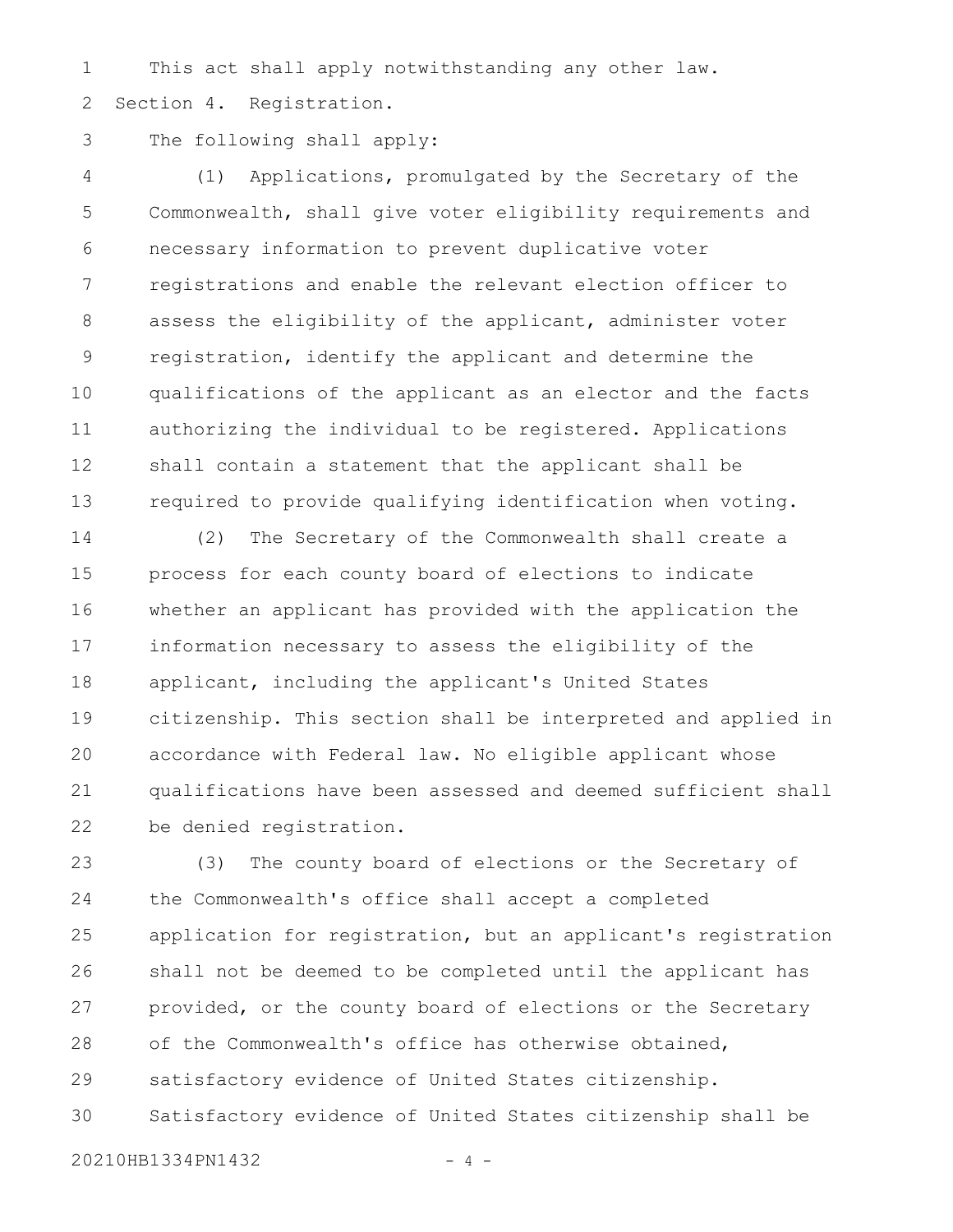This act shall apply notwithstanding any other law.

Section 4. Registration.

The following shall apply:

(1) Applications, promulgated by the Secretary of the Commonwealth, shall give voter eligibility requirements and necessary information to prevent duplicative voter registrations and enable the relevant election officer to assess the eligibility of the applicant, administer voter registration, identify the applicant and determine the qualifications of the applicant as an elector and the facts authorizing the individual to be registered. Applications shall contain a statement that the applicant shall be required to provide qualifying identification when voting.

(2) The Secretary of the Commonwealth shall create a process for each county board of elections to indicate whether an applicant has provided with the application the information necessary to assess the eligibility of the applicant, including the applicant's United States citizenship. This section shall be interpreted and applied in accordance with Federal law. No eligible applicant whose qualifications have been assessed and deemed sufficient shall be denied registration.

(3) The county board of elections or the Secretary of the Commonwealth's office shall accept a completed application for registration, but an applicant's registration shall not be deemed to be completed until the applicant has provided, or the county board of elections or the Secretary of the Commonwealth's office has otherwise obtained, satisfactory evidence of United States citizenship. Satisfactory evidence of United States citizenship shall be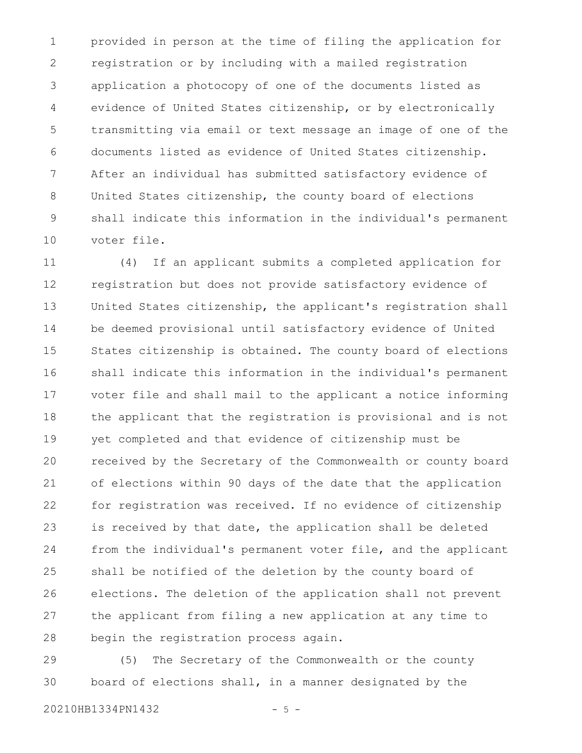provided in person at the time of filing the application for registration or by including with a mailed registration application a photocopy of one of the documents listed as evidence of United States citizenship, or by electronically transmitting via email or text message an image of one of the documents listed as evidence of United States citizenship. After an individual has submitted satisfactory evidence of United States citizenship, the county board of elections shall indicate this information in the individual's permanent voter file.

(4) If an applicant submits a completed application for registration but does not provide satisfactory evidence of United States citizenship, the applicant's registration shall be deemed provisional until satisfactory evidence of United States citizenship is obtained. The county board of elections shall indicate this information in the individual's permanent voter file and shall mail to the applicant a notice informing the applicant that the registration is provisional and is not yet completed and that evidence of citizenship must be received by the Secretary of the Commonwealth or county board of elections within 90 days of the date that the application for registration was received. If no evidence of citizenship is received by that date, the application shall be deleted from the individual's permanent voter file, and the applicant shall be notified of the deletion by the county board of elections. The deletion of the application shall not prevent the applicant from filing a new application at any time to begin the registration process again.

(5) The Secretary of the Commonwealth or the county board of elections shall, in a manner designated by the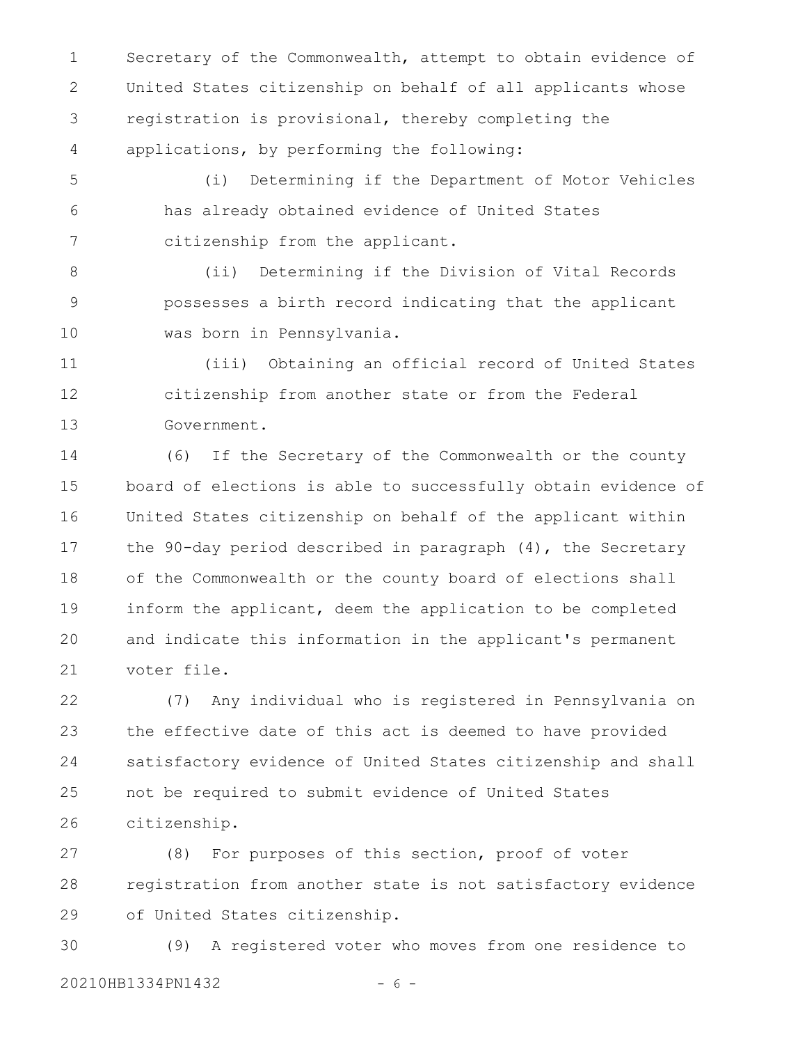Secretary of the Commonwealth, attempt to obtain evidence of United States citizenship on behalf of all applicants whose registration is provisional, thereby completing the applications, by performing the following:

(i) Determining if the Department of Motor Vehicles has already obtained evidence of United States citizenship from the applicant.

(ii) Determining if the Division of Vital Records possesses a birth record indicating that the applicant was born in Pennsylvania.

(iii) Obtaining an official record of United States citizenship from another state or from the Federal Government.

(6) If the Secretary of the Commonwealth or the county board of elections is able to successfully obtain evidence of United States citizenship on behalf of the applicant within the 90-day period described in paragraph (4), the Secretary of the Commonwealth or the county board of elections shall inform the applicant, deem the application to be completed and indicate this information in the applicant's permanent voter file.

(7) Any individual who is registered in Pennsylvania on the effective date of this act is deemed to have provided satisfactory evidence of United States citizenship and shall not be required to submit evidence of United States citizenship.

(8) For purposes of this section, proof of voter registration from another state is not satisfactory evidence of United States citizenship.

(9) A registered voter who moves from one residence to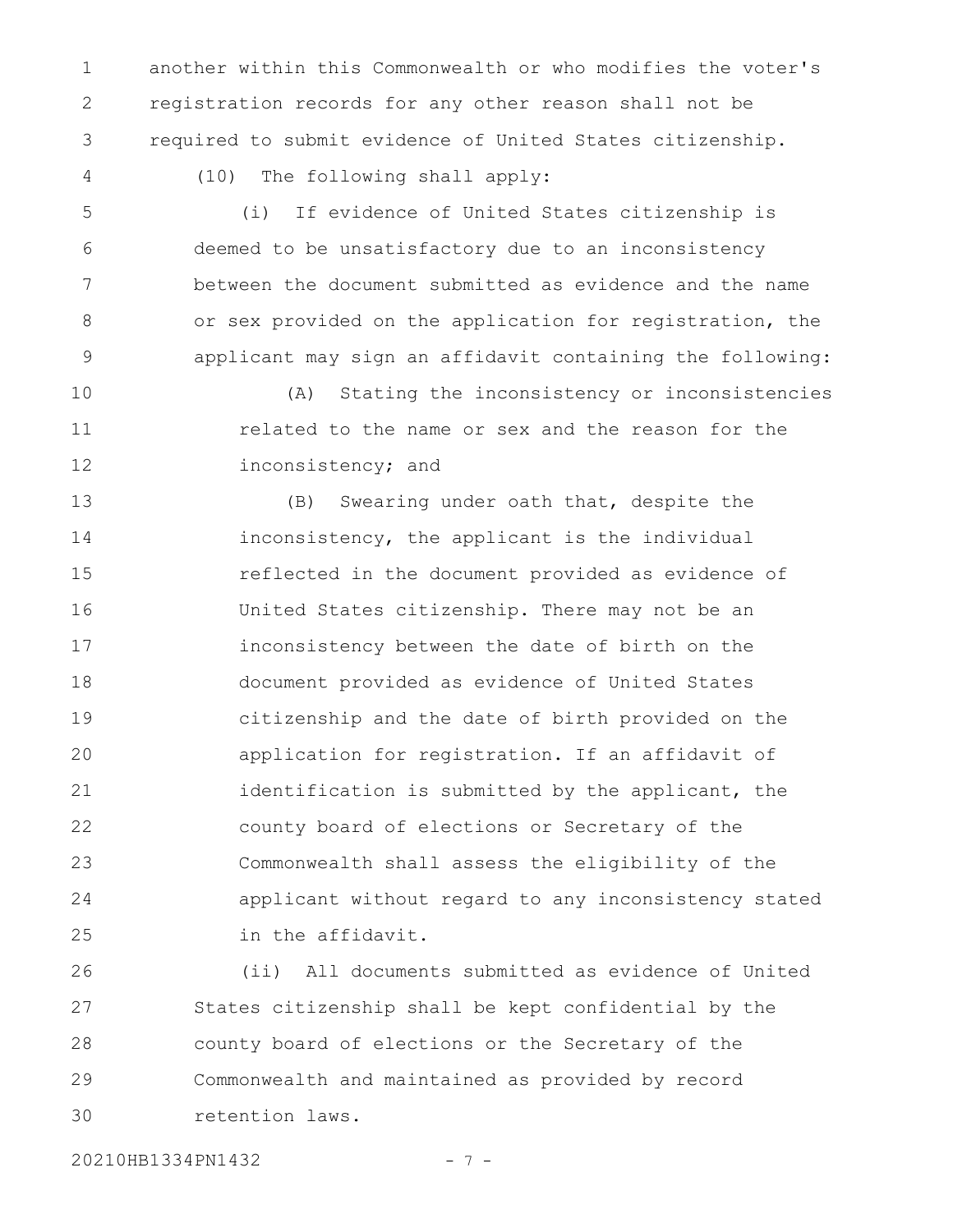another within this Commonwealth or who modifies the voter's registration records for any other reason shall not be required to submit evidence of United States citizenship.

(10) The following shall apply:

(i) If evidence of United States citizenship is deemed to be unsatisfactory due to an inconsistency between the document submitted as evidence and the name or sex provided on the application for registration, the applicant may sign an affidavit containing the following:

(A) Stating the inconsistency or inconsistencies related to the name or sex and the reason for the inconsistency; and

(B) Swearing under oath that, despite the inconsistency, the applicant is the individual reflected in the document provided as evidence of United States citizenship. There may not be an inconsistency between the date of birth on the document provided as evidence of United States citizenship and the date of birth provided on the application for registration. If an affidavit of identification is submitted by the applicant, the county board of elections or Secretary of the Commonwealth shall assess the eligibility of the applicant without regard to any inconsistency stated in the affidavit.

(ii) All documents submitted as evidence of United States citizenship shall be kept confidential by the county board of elections or the Secretary of the Commonwealth and maintained as provided by record retention laws.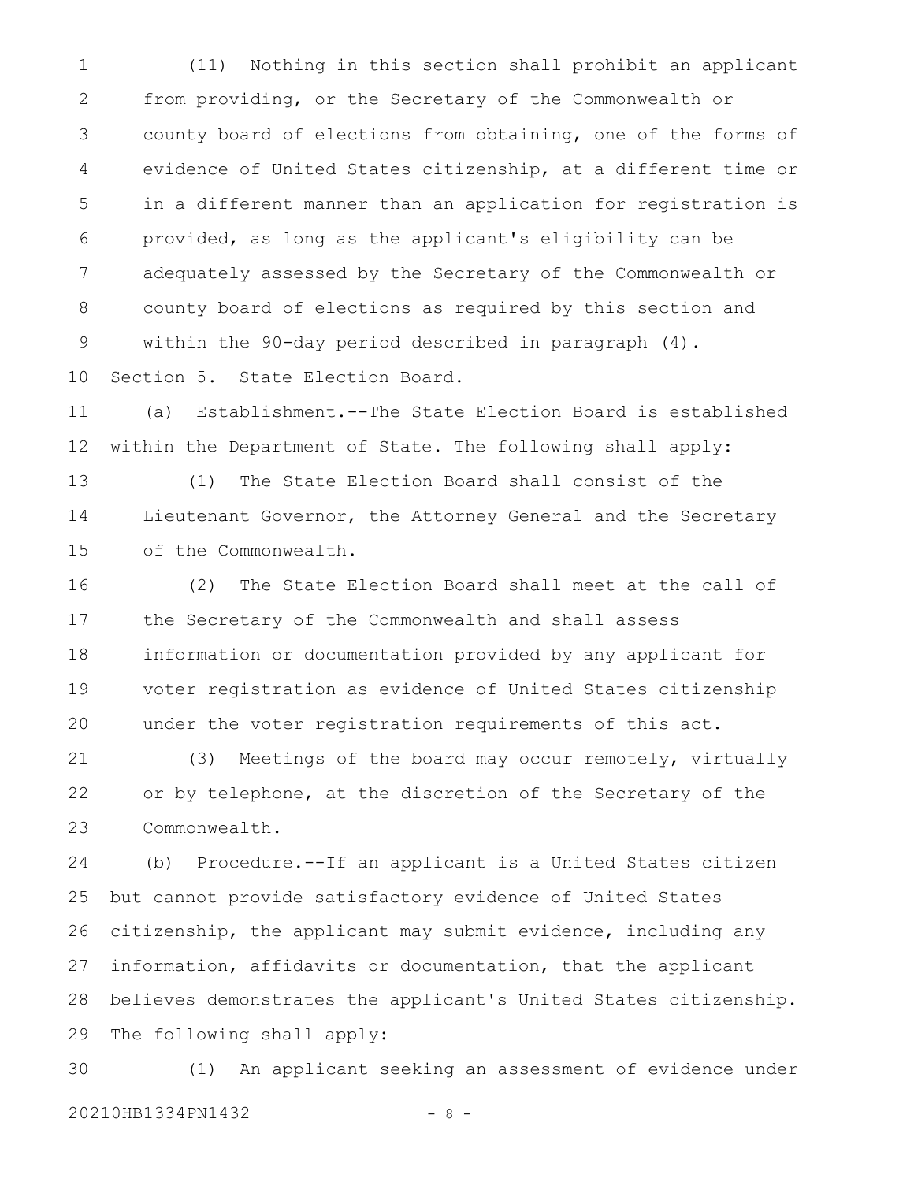(11) Nothing in this section shall prohibit an applicant from providing, or the Secretary of the Commonwealth or county board of elections from obtaining, one of the forms of evidence of United States citizenship, at a different time or in a different manner than an application for registration is provided, as long as the applicant's eligibility can be adequately assessed by the Secretary of the Commonwealth or county board of elections as required by this section and within the 90-day period described in paragraph (4).

Section 5. State Election Board.

(a) Establishment.--The State Election Board is established within the Department of State. The following shall apply:

(1) The State Election Board shall consist of the Lieutenant Governor, the Attorney General and the Secretary of the Commonwealth.

(2) The State Election Board shall meet at the call of the Secretary of the Commonwealth and shall assess information or documentation provided by any applicant for voter registration as evidence of United States citizenship under the voter registration requirements of this act.

(3) Meetings of the board may occur remotely, virtually or by telephone, at the discretion of the Secretary of the Commonwealth.

(b) Procedure.--If an applicant is a United States citizen but cannot provide satisfactory evidence of United States citizenship, the applicant may submit evidence, including any information, affidavits or documentation, that the applicant believes demonstrates the applicant's United States citizenship. The following shall apply:

(1) An applicant seeking an assessment of evidence under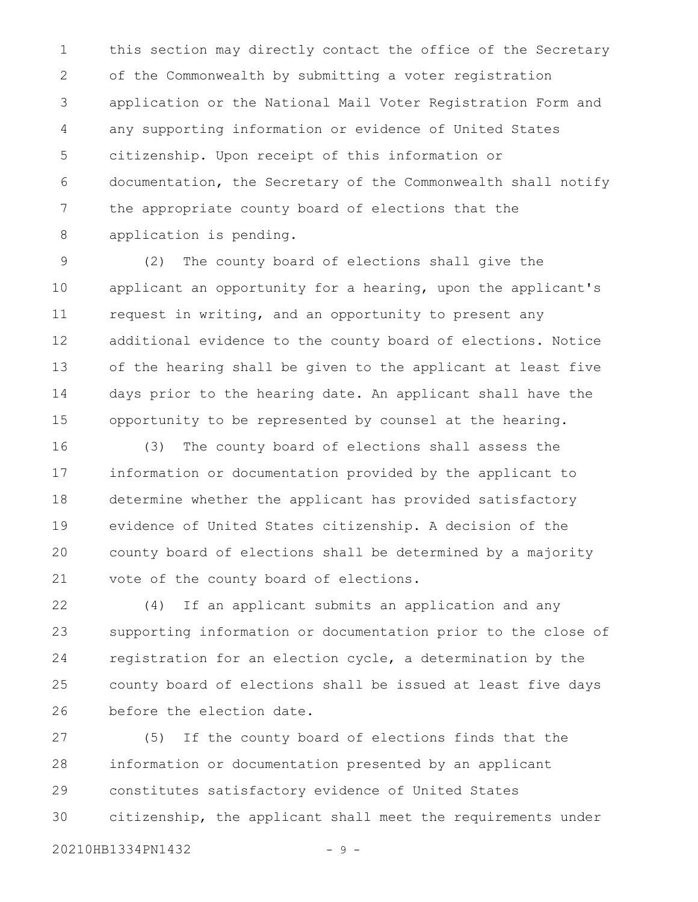this section may directly contact the office of the Secretary of the Commonwealth by submitting a voter registration application or the National Mail Voter Registration Form and any supporting information or evidence of United States citizenship. Upon receipt of this information or documentation, the Secretary of the Commonwealth shall notify the appropriate county board of elections that the application is pending.

(2) The county board of elections shall give the applicant an opportunity for a hearing, upon the applicant's request in writing, and an opportunity to present any additional evidence to the county board of elections. Notice of the hearing shall be given to the applicant at least five days prior to the hearing date. An applicant shall have the opportunity to be represented by counsel at the hearing.

(3) The county board of elections shall assess the information or documentation provided by the applicant to determine whether the applicant has provided satisfactory evidence of United States citizenship. A decision of the county board of elections shall be determined by a majority vote of the county board of elections.

(4) If an applicant submits an application and any supporting information or documentation prior to the close of registration for an election cycle, a determination by the county board of elections shall be issued at least five days before the election date.

(5) If the county board of elections finds that the information or documentation presented by an applicant constitutes satisfactory evidence of United States citizenship, the applicant shall meet the requirements under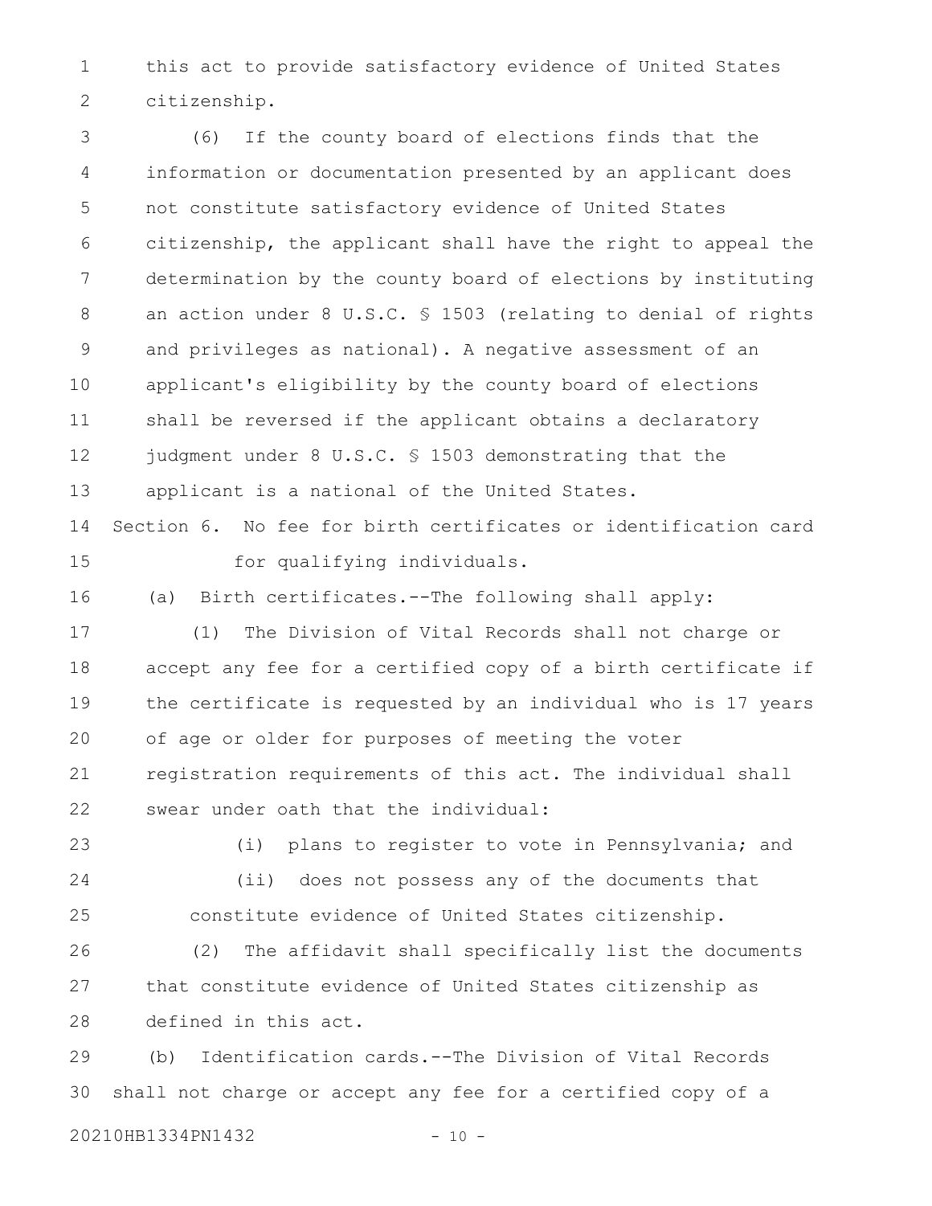this act to provide satisfactory evidence of United States citizenship.

(6) If the county board of elections finds that the information or documentation presented by an applicant does not constitute satisfactory evidence of United States citizenship, the applicant shall have the right to appeal the determination by the county board of elections by instituting an action under 8 U.S.C. § 1503 (relating to denial of rights and privileges as national). A negative assessment of an applicant's eligibility by the county board of elections shall be reversed if the applicant obtains a declaratory judgment under 8 U.S.C. § 1503 demonstrating that the applicant is a national of the United States.

Section 6. No fee for birth certificates or identification card for qualifying individuals.

(a) Birth certificates.--The following shall apply:

(1) The Division of Vital Records shall not charge or accept any fee for a certified copy of a birth certificate if the certificate is requested by an individual who is 17 years of age or older for purposes of meeting the voter registration requirements of this act. The individual shall swear under oath that the individual:

(i) plans to register to vote in Pennsylvania; and

(ii) does not possess any of the documents that constitute evidence of United States citizenship.

(2) The affidavit shall specifically list the documents that constitute evidence of United States citizenship as defined in this act.

(b) Identification cards.--The Division of Vital Records shall not charge or accept any fee for a certified copy of a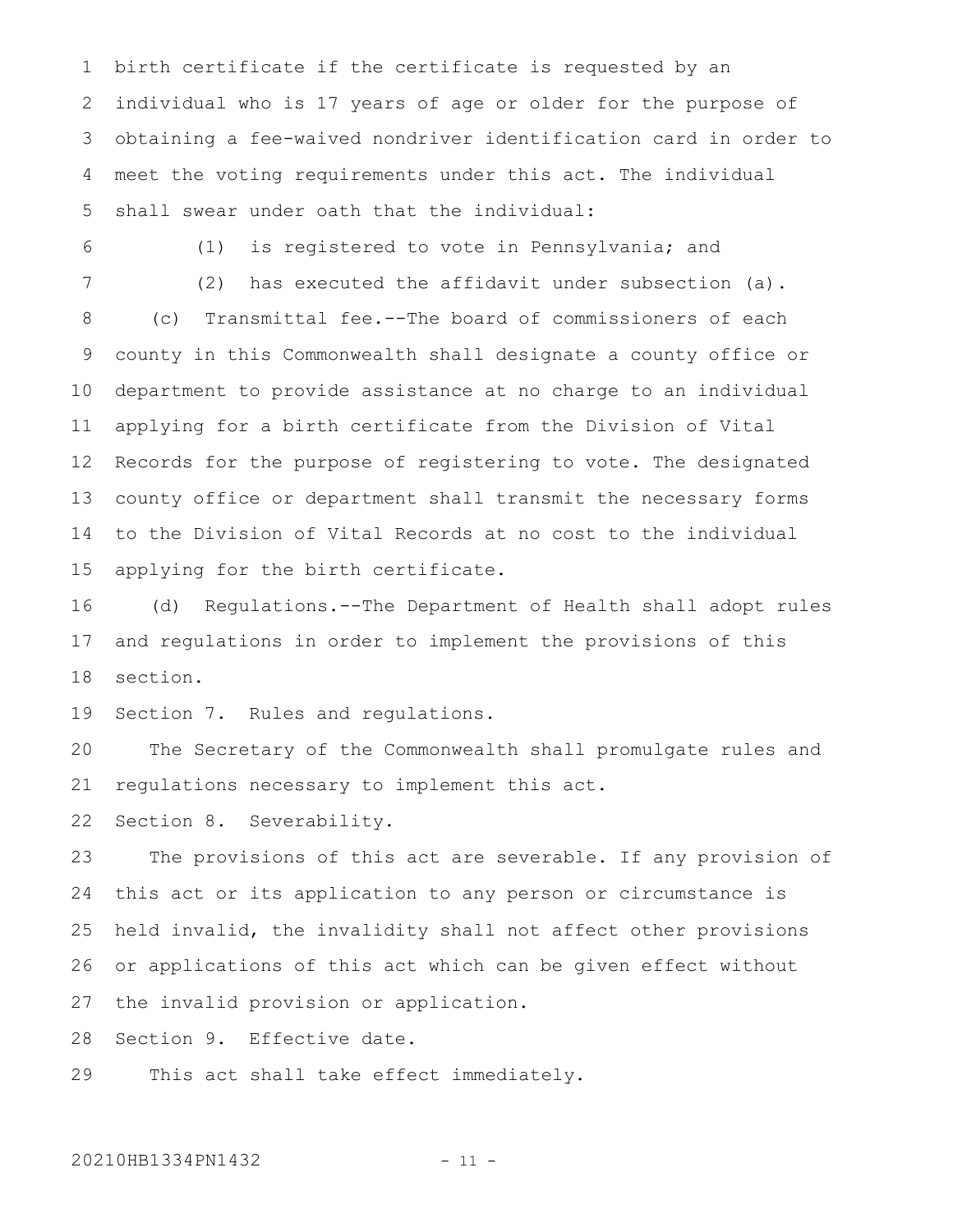birth certificate if the certificate is requested by an individual who is 17 years of age or older for the purpose of obtaining a fee-waived nondriver identification card in order to meet the voting requirements under this act. The individual shall swear under oath that the individual:

(1) is registered to vote in Pennsylvania; and

(2) has executed the affidavit under subsection (a).

(c) Transmittal fee.--The board of commissioners of each county in this Commonwealth shall designate a county office or department to provide assistance at no charge to an individual applying for a birth certificate from the Division of Vital Records for the purpose of registering to vote. The designated county office or department shall transmit the necessary forms to the Division of Vital Records at no cost to the individual applying for the birth certificate.

(d) Regulations.--The Department of Health shall adopt rules and regulations in order to implement the provisions of this section.

Section 7. Rules and regulations.

The Secretary of the Commonwealth shall promulgate rules and regulations necessary to implement this act.

Section 8. Severability.

The provisions of this act are severable. If any provision of this act or its application to any person or circumstance is held invalid, the invalidity shall not affect other provisions or applications of this act which can be given effect without the invalid provision or application.

Section 9. Effective date.

This act shall take effect immediately.